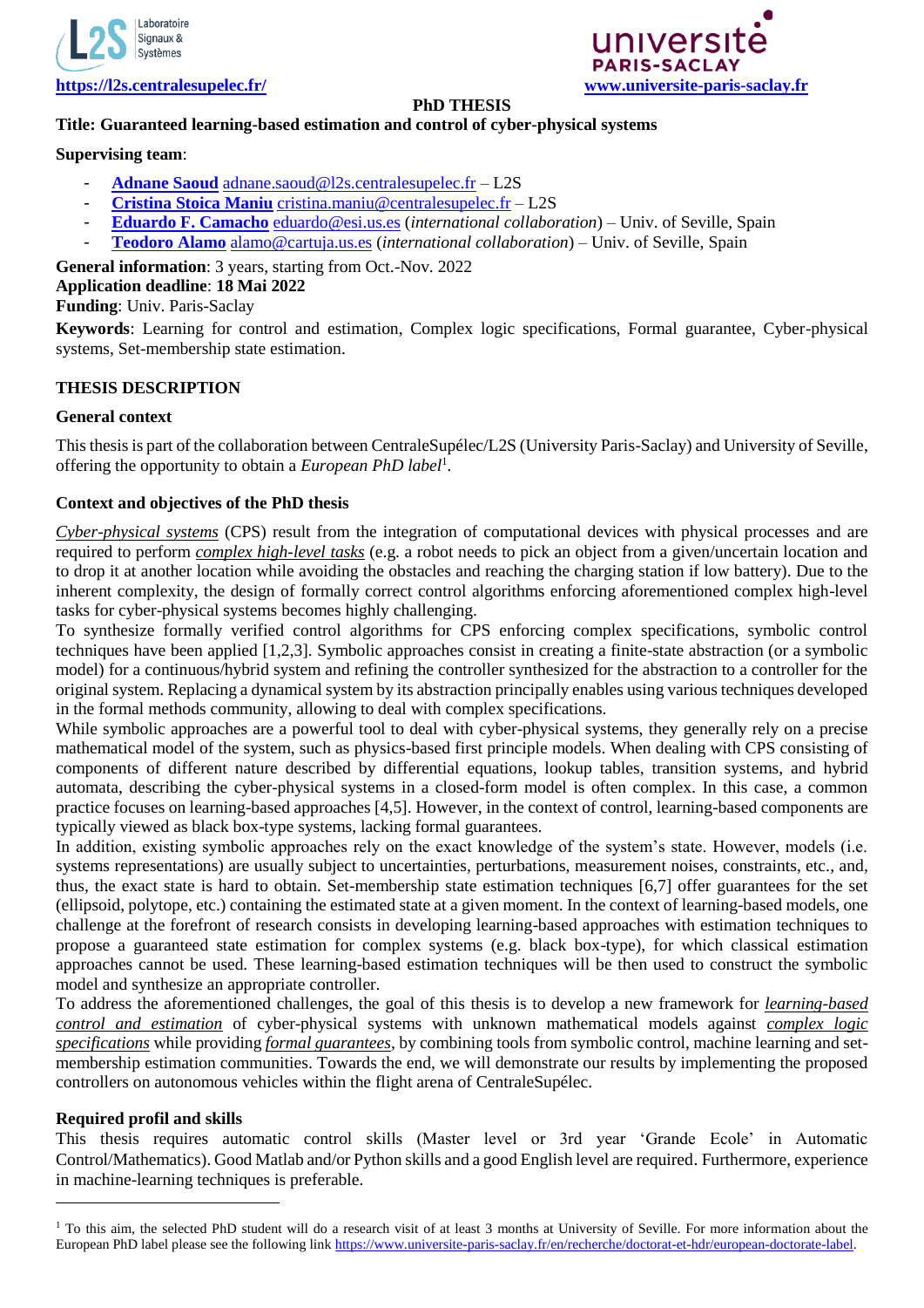https://l2s.centralesupelec.fr/ www.universite-paris-saclay.fr

# PhD THESIS

**Title: Guaranteed learning-based estimation and control of cyber-physical systems**

**Supervising team**:

- **Adnane Saoud** adnane.saoud@l2s.centralesupelec.fr – L2S
- **Cristina Stoica Maniu** cristina.maniu@centralesupelec.fr – L2S
- **Eduardo F. Camacho** eduardo@esi.us.es (*international collaboration*) – Univ. of Seville, Spain
- **Teodoro Alamo** alamo@cartuja.us.es (*international collaboration*) – Univ. of Seville, Spain

**General information**: 3 years, starting from Oct.-Nov. 2022
**Application deadline**: **18 Mai 2022**
**Funding**: Univ. Paris-Saclay

**Keywords**: Learning for control and estimation, Complex logic specifications, Formal guarantee, Cyber-physical systems, Set-membership state estimation.

## THESIS DESCRIPTION

### General context

This thesis is part of the collaboration between CentraleSupélec/L2S (University Paris-Saclay) and University of Seville, offering the opportunity to obtain a *European PhD label*[1].

### Context and objectives of the PhD thesis

*Cyber-physical systems* (CPS) result from the integration of computational devices with physical processes and are required to perform *complex high-level tasks* (e.g. a robot needs to pick an object from a given/uncertain location and to drop it at another location while avoiding the obstacles and reaching the charging station if low battery). Due to the inherent complexity, the design of formally correct control algorithms enforcing aforementioned complex high-level tasks for cyber-physical systems becomes highly challenging.

To synthesize formally verified control algorithms for CPS enforcing complex specifications, symbolic control techniques have been applied [1,2,3]. Symbolic approaches consist in creating a finite-state abstraction (or a symbolic model) for a continuous/hybrid system and refining the controller synthesized for the abstraction to a controller for the original system. Replacing a dynamical system by its abstraction principally enables using various techniques developed in the formal methods community, allowing to deal with complex specifications.

While symbolic approaches are a powerful tool to deal with cyber-physical systems, they generally rely on a precise mathematical model of the system, such as physics-based first principle models. When dealing with CPS consisting of components of different nature described by differential equations, lookup tables, transition systems, and hybrid automata, describing the cyber-physical systems in a closed-form model is often complex. In this case, a common practice focuses on learning-based approaches [4,5]. However, in the context of control, learning-based components are typically viewed as black box-type systems, lacking formal guarantees.

In addition, existing symbolic approaches rely on the exact knowledge of the system's state. However, models (i.e. systems representations) are usually subject to uncertainties, perturbations, measurement noises, constraints, etc., and, thus, the exact state is hard to obtain. Set-membership state estimation techniques [6,7] offer guarantees for the set (ellipsoid, polytope, etc.) containing the estimated state at a given moment. In the context of learning-based models, one challenge at the forefront of research consists in developing learning-based approaches with estimation techniques to propose a guaranteed state estimation for complex systems (e.g. black box-type), for which classical estimation approaches cannot be used. These learning-based estimation techniques will be then used to construct the symbolic model and synthesize an appropriate controller.

To address the aforementioned challenges, the goal of this thesis is to develop a new framework for *learning-based control and estimation* of cyber-physical systems with unknown mathematical models against *complex logic specifications* while providing *formal guarantees*, by combining tools from symbolic control, machine learning and set-membership estimation communities. Towards the end, we will demonstrate our results by implementing the proposed controllers on autonomous vehicles within the flight arena of CentraleSupélec.

### Required profil and skills

This thesis requires automatic control skills (Master level or 3rd year 'Grande Ecole' in Automatic Control/Mathematics). Good Matlab and/or Python skills and a good English level are required. Furthermore, experience in machine-learning techniques is preferable.

---

[1] To this aim, the selected PhD student will do a research visit of at least 3 months at University of Seville. For more information about the European PhD label please see the following link https://www.universite-paris-saclay.fr/en/recherche/doctorat-et-hdr/european-doctorate-label.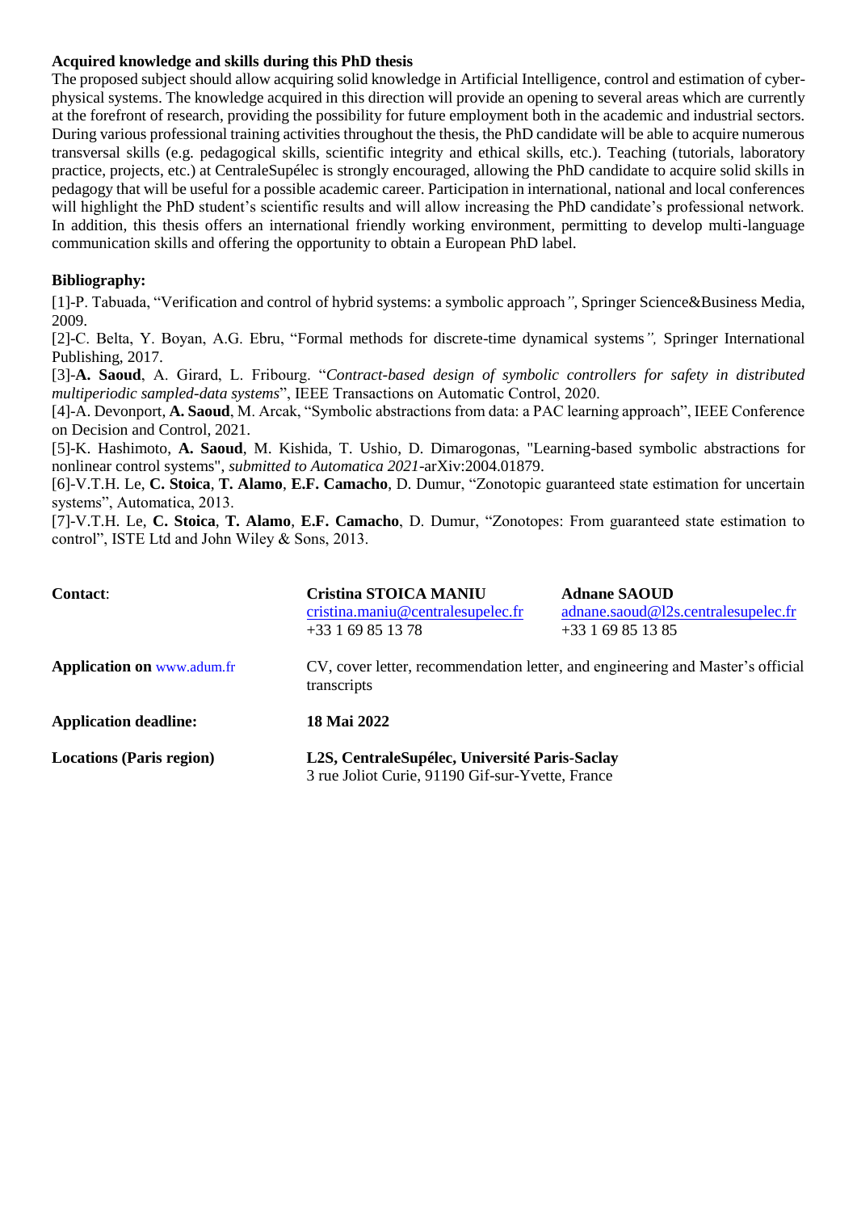**Acquired knowledge and skills during this PhD thesis**

The proposed subject should allow acquiring solid knowledge in Artificial Intelligence, control and estimation of cyber-physical systems. The knowledge acquired in this direction will provide an opening to several areas which are currently at the forefront of research, providing the possibility for future employment both in the academic and industrial sectors. During various professional training activities throughout the thesis, the PhD candidate will be able to acquire numerous transversal skills (e.g. pedagogical skills, scientific integrity and ethical skills, etc.). Teaching (tutorials, laboratory practice, projects, etc.) at CentraleSupélec is strongly encouraged, allowing the PhD candidate to acquire solid skills in pedagogy that will be useful for a possible academic career. Participation in international, national and local conferences will highlight the PhD student's scientific results and will allow increasing the PhD candidate's professional network. In addition, this thesis offers an international friendly working environment, permitting to develop multi-language communication skills and offering the opportunity to obtain a European PhD label.

**Bibliography:**

[1]-P. Tabuada, "Verification and control of hybrid systems: a symbolic approach", Springer Science&Business Media, 2009.

[2]-C. Belta, Y. Boyan, A.G. Ebru, "Formal methods for discrete-time dynamical systems", Springer International Publishing, 2017.

[3]-**A. Saoud**, A. Girard, L. Fribourg. "*Contract-based design of symbolic controllers for safety in distributed multiperiodic sampled-data systems*", IEEE Transactions on Automatic Control, 2020.

[4]-A. Devonport, **A. Saoud**, M. Arcak, "Symbolic abstractions from data: a PAC learning approach", IEEE Conference on Decision and Control, 2021.

[5]-K. Hashimoto, **A. Saoud**, M. Kishida, T. Ushio, D. Dimarogonas, "Learning-based symbolic abstractions for nonlinear control systems", *submitted to Automatica 2021*-arXiv:2004.01879.

[6]-V.T.H. Le, **C. Stoica**, **T. Alamo**, **E.F. Camacho**, D. Dumur, "Zonotopic guaranteed state estimation for uncertain systems", Automatica, 2013.

[7]-V.T.H. Le, **C. Stoica**, **T. Alamo**, **E.F. Camacho**, D. Dumur, "Zonotopes: From guaranteed state estimation to control", ISTE Ltd and John Wiley & Sons, 2013.

| | | |
|---|---|---|
| **Contact**: | **Cristina STOICA MANIU**<br>cristina.maniu@centralesupelec.fr<br>+33 1 69 85 13 78 | **Adnane SAOUD**<br>adnane.saoud@l2s.centralesupelec.fr<br>+33 1 69 85 13 85 |
| **Application on** www.adum.fr | CV, cover letter, recommendation letter, and engineering and Master's official transcripts | |
| **Application deadline:** | **18 Mai 2022** | |
| **Locations (Paris region)** | **L2S, CentraleSupélec, Université Paris-Saclay**<br>3 rue Joliot Curie, 91190 Gif-sur-Yvette, France | |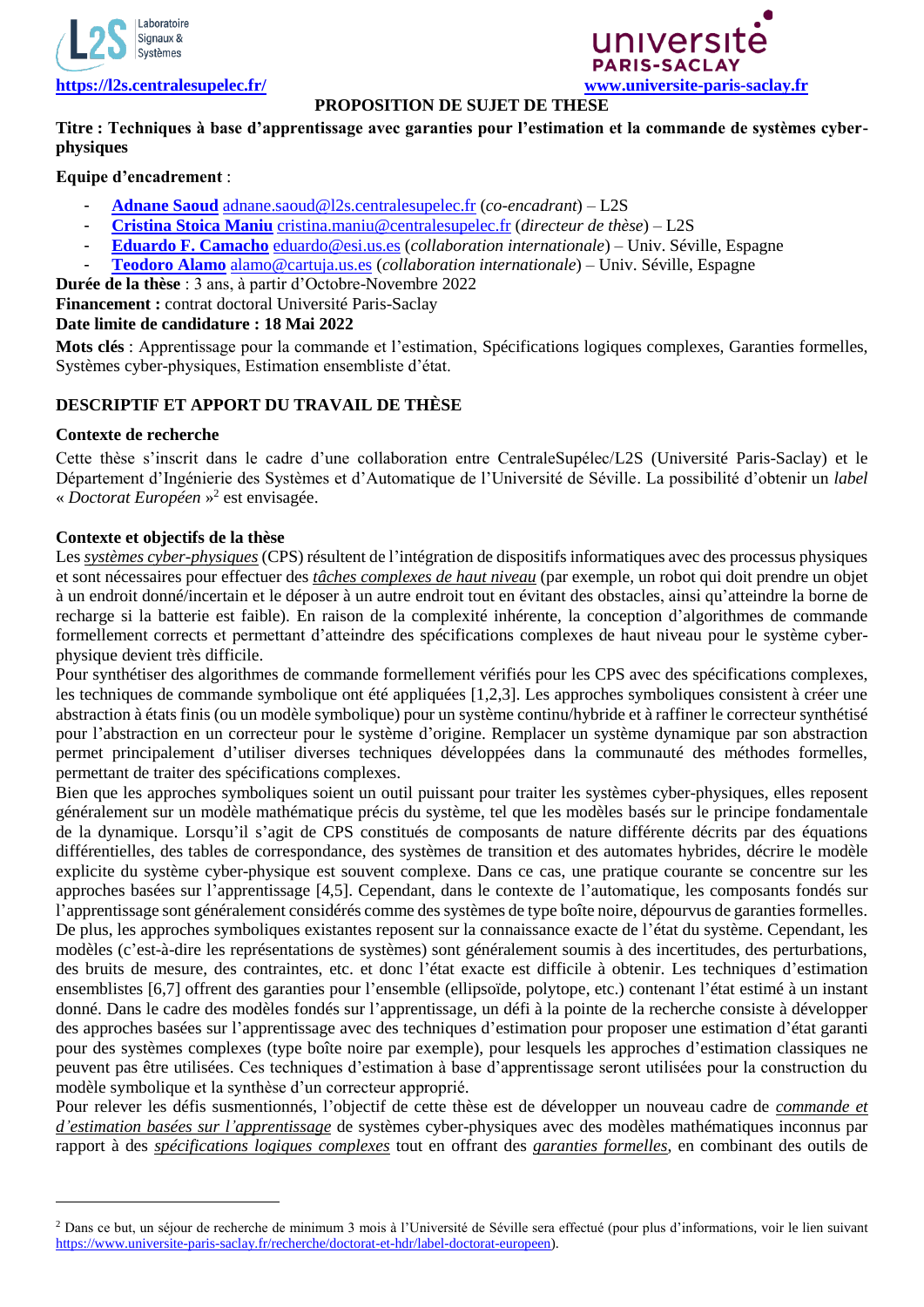https://l2s.centralesupelec.fr/ www.universite-paris-saclay.fr

**PROPOSITION DE SUJET DE THESE**

**Titre : Techniques à base d'apprentissage avec garanties pour l'estimation et la commande de systèmes cyber-physiques**

**Equipe d'encadrement** :

- **Adnane Saoud** adnane.saoud@l2s.centralesupelec.fr (*co-encadrant*) – L2S
- **Cristina Stoica Maniu** cristina.maniu@centralesupelec.fr (*directeur de thèse*) – L2S
- **Eduardo F. Camacho** eduardo@esi.us.es (*collaboration internationale*) – Univ. Séville, Espagne
- **Teodoro Alamo** alamo@cartuja.us.es (*collaboration internationale*) – Univ. Séville, Espagne

**Durée de la thèse** : 3 ans, à partir d'Octobre-Novembre 2022

**Financement :** contrat doctoral Université Paris-Saclay

**Date limite de candidature : 18 Mai 2022**

**Mots clés** : Apprentissage pour la commande et l'estimation, Spécifications logiques complexes, Garanties formelles, Systèmes cyber-physiques, Estimation ensembliste d'état.

## DESCRIPTIF ET APPORT DU TRAVAIL DE THÈSE

### Contexte de recherche

Cette thèse s'inscrit dans le cadre d'une collaboration entre CentraleSupélec/L2S (Université Paris-Saclay) et le Département d'Ingénierie des Systèmes et d'Automatique de l'Université de Séville. La possibilité d'obtenir un *label* « *Doctorat Européen* »[2] est envisagée.

### Contexte et objectifs de la thèse

Les *systèmes cyber-physiques* (CPS) résultent de l'intégration de dispositifs informatiques avec des processus physiques et sont nécessaires pour effectuer des *tâches complexes de haut niveau* (par exemple, un robot qui doit prendre un objet à un endroit donné/incertain et le déposer à un autre endroit tout en évitant des obstacles, ainsi qu'atteindre la borne de recharge si la batterie est faible). En raison de la complexité inhérente, la conception d'algorithmes de commande formellement corrects et permettant d'atteindre des spécifications complexes de haut niveau pour le système cyber-physique devient très difficile.

Pour synthétiser des algorithmes de commande formellement vérifiés pour les CPS avec des spécifications complexes, les techniques de commande symbolique ont été appliquées [1,2,3]. Les approches symboliques consistent à créer une abstraction à états finis (ou un modèle symbolique) pour un système continu/hybride et à raffiner le correcteur synthétisé pour l'abstraction en un correcteur pour le système d'origine. Remplacer un système dynamique par son abstraction permet principalement d'utiliser diverses techniques développées dans la communauté des méthodes formelles, permettant de traiter des spécifications complexes.

Bien que les approches symboliques soient un outil puissant pour traiter les systèmes cyber-physiques, elles reposent généralement sur un modèle mathématique précis du système, tel que les modèles basés sur le principe fondamentale de la dynamique. Lorsqu'il s'agit de CPS constitués de composants de nature différente décrits par des équations différentielles, des tables de correspondance, des systèmes de transition et des automates hybrides, décrire le modèle explicite du système cyber-physique est souvent complexe. Dans ce cas, une pratique courante se concentre sur les approches basées sur l'apprentissage [4,5]. Cependant, dans le contexte de l'automatique, les composants fondés sur l'apprentissage sont généralement considérés comme des systèmes de type boîte noire, dépourvus de garanties formelles. De plus, les approches symboliques existantes reposent sur la connaissance exacte de l'état du système. Cependant, les modèles (c'est-à-dire les représentations de systèmes) sont généralement soumis à des incertitudes, des perturbations, des bruits de mesure, des contraintes, etc. et donc l'état exacte est difficile à obtenir. Les techniques d'estimation ensemblistes [6,7] offrent des garanties pour l'ensemble (ellipsoïde, polytope, etc.) contenant l'état estimé à un instant donné. Dans le cadre des modèles fondés sur l'apprentissage, un défi à la pointe de la recherche consiste à développer des approches basées sur l'apprentissage avec des techniques d'estimation pour proposer une estimation d'état garanti pour des systèmes complexes (type boîte noire par exemple), pour lesquels les approches d'estimation classiques ne peuvent pas être utilisées. Ces techniques d'estimation à base d'apprentissage seront utilisées pour la construction du modèle symbolique et la synthèse d'un correcteur approprié.

Pour relever les défis susmentionnés, l'objectif de cette thèse est de développer un nouveau cadre de *commande et d'estimation basées sur l'apprentissage* de systèmes cyber-physiques avec des modèles mathématiques inconnus par rapport à des *spécifications logiques complexes* tout en offrant des *garanties formelles*, en combinant des outils de

[2] Dans ce but, un séjour de recherche de minimum 3 mois à l'Université de Séville sera effectué (pour plus d'informations, voir le lien suivant https://www.universite-paris-saclay.fr/recherche/doctorat-et-hdr/label-doctorat-europeen).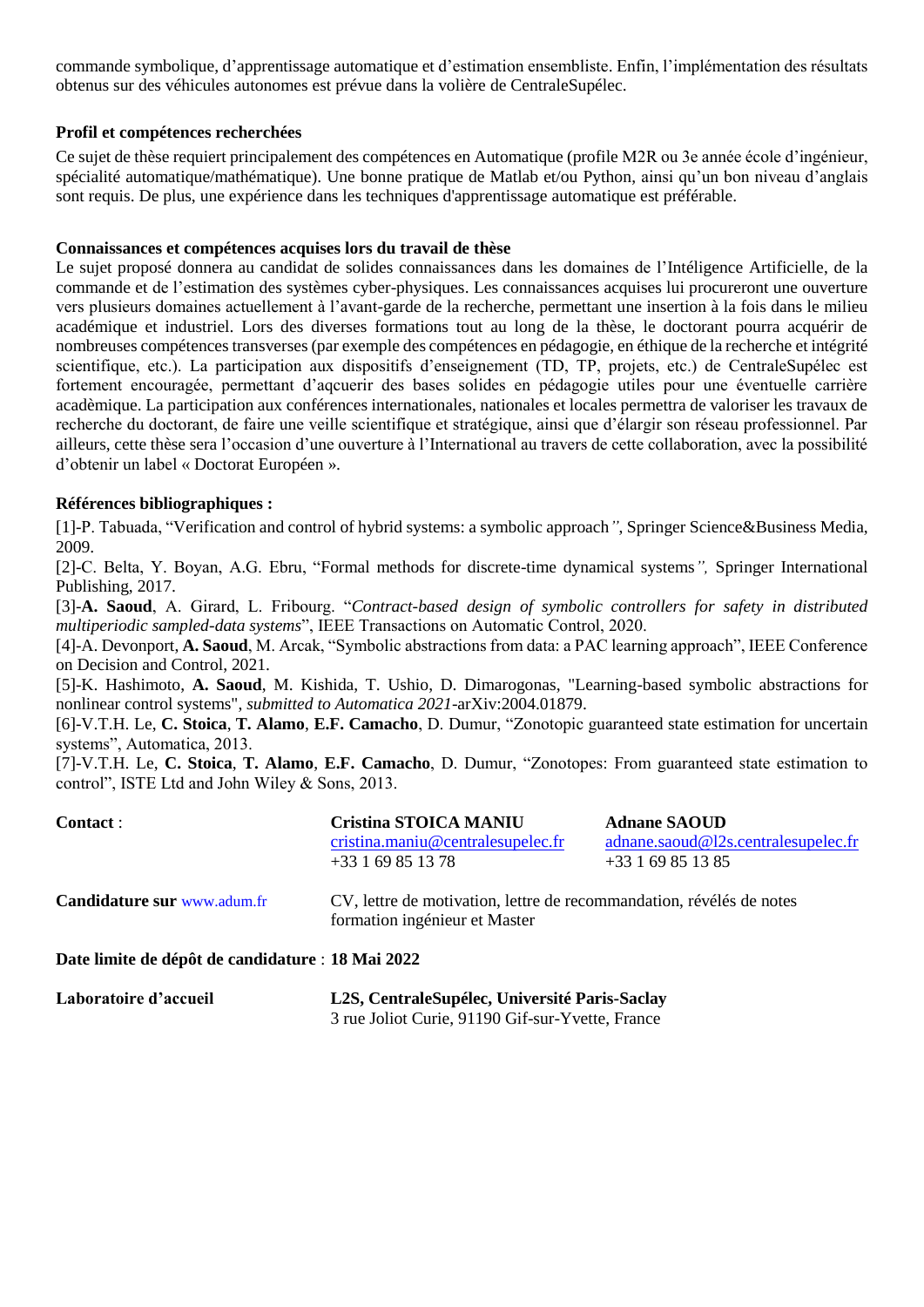commande symbolique, d'apprentissage automatique et d'estimation ensembliste. Enfin, l'implémentation des résultats obtenus sur des véhicules autonomes est prévue dans la volière de CentraleSupélec.

**Profil et compétences recherchées**

Ce sujet de thèse requiert principalement des compétences en Automatique (profile M2R ou 3e année école d'ingénieur, spécialité automatique/mathématique). Une bonne pratique de Matlab et/ou Python, ainsi qu'un bon niveau d'anglais sont requis. De plus, une expérience dans les techniques d'apprentissage automatique est préférable.

**Connaissances et compétences acquises lors du travail de thèse**

Le sujet proposé donnera au candidat de solides connaissances dans les domaines de l'Intéligence Artificielle, de la commande et de l'estimation des systèmes cyber-physiques. Les connaissances acquises lui procureront une ouverture vers plusieurs domaines actuellement à l'avant-garde de la recherche, permettant une insertion à la fois dans le milieu académique et industriel. Lors des diverses formations tout au long de la thèse, le doctorant pourra acquérir de nombreuses compétences transverses (par exemple des compétences en pédagogie, en éthique de la recherche et intégrité scientifique, etc.). La participation aux dispositifs d'enseignement (TD, TP, projets, etc.) de CentraleSupélec est fortement encouragée, permettant d'aqcuerir des bases solides en pédagogie utiles pour une éventuelle carrière acadèmique. La participation aux conférences internationales, nationales et locales permettra de valoriser les travaux de recherche du doctorant, de faire une veille scientifique et stratégique, ainsi que d'élargir son réseau professionnel. Par ailleurs, cette thèse sera l'occasion d'une ouverture à l'International au travers de cette collaboration, avec la possibilité d'obtenir un label « Doctorat Européen ».

**Références bibliographiques :**

[1]-P. Tabuada, "Verification and control of hybrid systems: a symbolic approach", Springer Science&Business Media, 2009.

[2]-C. Belta, Y. Boyan, A.G. Ebru, "Formal methods for discrete-time dynamical systems", Springer International Publishing, 2017.

[3]-**A. Saoud**, A. Girard, L. Fribourg. "*Contract-based design of symbolic controllers for safety in distributed multiperiodic sampled-data systems*", IEEE Transactions on Automatic Control, 2020.

[4]-A. Devonport, **A. Saoud**, M. Arcak, "Symbolic abstractions from data: a PAC learning approach", IEEE Conference on Decision and Control, 2021.

[5]-K. Hashimoto, **A. Saoud**, M. Kishida, T. Ushio, D. Dimarogonas, "Learning-based symbolic abstractions for nonlinear control systems", *submitted to Automatica 2021*-arXiv:2004.01879.

[6]-V.T.H. Le, **C. Stoica**, **T. Alamo**, **E.F. Camacho**, D. Dumur, "Zonotopic guaranteed state estimation for uncertain systems", Automatica, 2013.

[7]-V.T.H. Le, **C. Stoica**, **T. Alamo**, **E.F. Camacho**, D. Dumur, "Zonotopes: From guaranteed state estimation to control", ISTE Ltd and John Wiley & Sons, 2013.

| | | |
|---|---|---|
| **Contact** : | **Cristina STOICA MANIU**<br>cristina.maniu@centralesupelec.fr<br>+33 1 69 85 13 78 | **Adnane SAOUD**<br>adnane.saoud@l2s.centralesupelec.fr<br>+33 1 69 85 13 85 |
| **Candidature sur** www.adum.fr | CV, lettre de motivation, lettre de recommandation, révélés de notes formation ingénieur et Master | |

**Date limite de dépôt de candidature** : **18 Mai 2022**

| | |
|---|---|
| **Laboratoire d'accueil** | **L2S, CentraleSupélec, Université Paris-Saclay**<br>3 rue Joliot Curie, 91190 Gif-sur-Yvette, France |